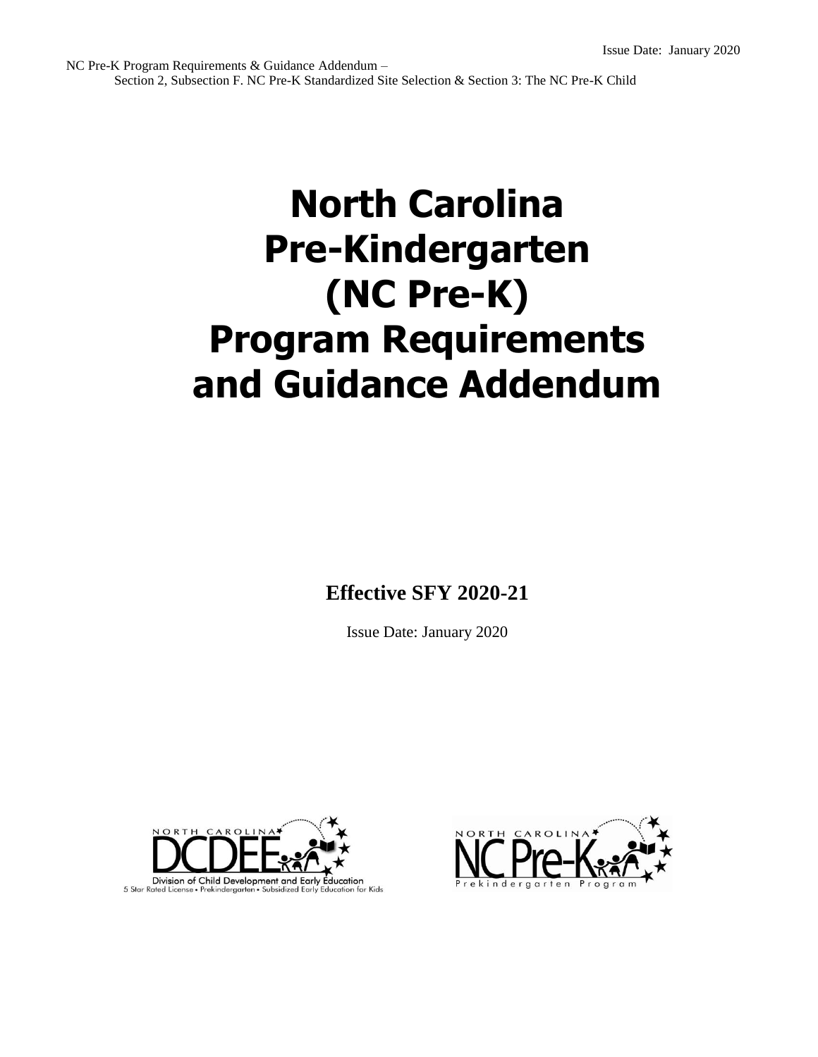# North Carolina Pre-Kindergarten (NC Pre-K) Program Requirements and Guidance Addendum

**Effective SFY 2020-21**

Issue Date: January 2020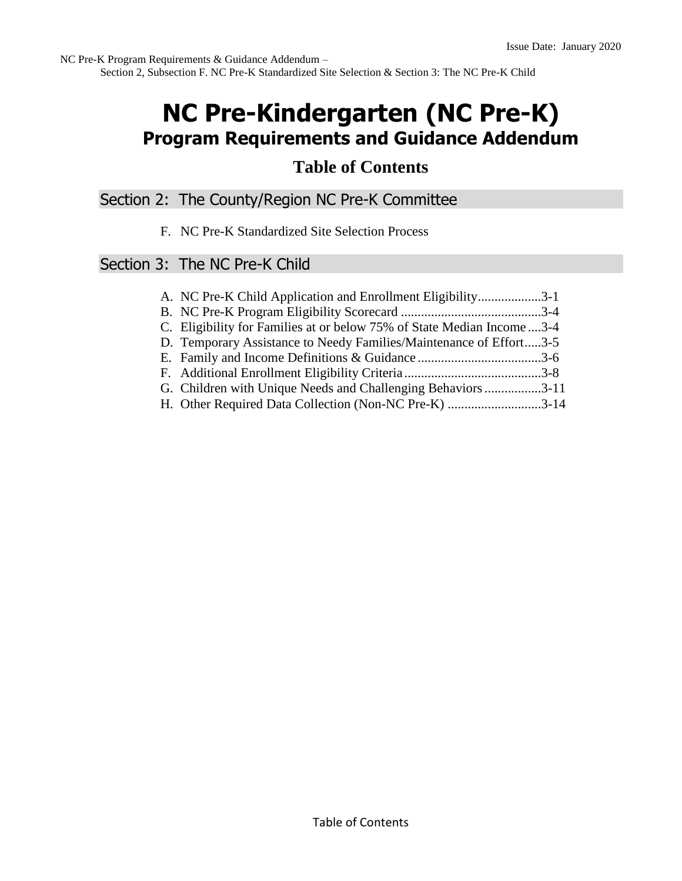# NC Pre-Kindergarten (NC Pre-K)

## Program Requirements and Guidance Addendum

### Table of Contents

## Section 2: The County/Region NC Pre-K Committee

F. NC Pre-K Standardized Site Selection Process

## Section 3: The NC Pre-K Child

A. NC Pre-K Child Application and Enrollment Eligibility ................... 3-1
B. NC Pre-K Program Eligibility Scorecard .......................................... 3-4
C. Eligibility for Families at or below 75% of State Median Income .... 3-4
D. Temporary Assistance to Needy Families/Maintenance of Effort ..... 3-5
E. Family and Income Definitions & Guidance ..................................... 3-6
F. Additional Enrollment Eligibility Criteria .......................................... 3-8
G. Children with Unique Needs and Challenging Behaviors ................. 3-11
H. Other Required Data Collection (Non-NC Pre-K) ............................ 3-14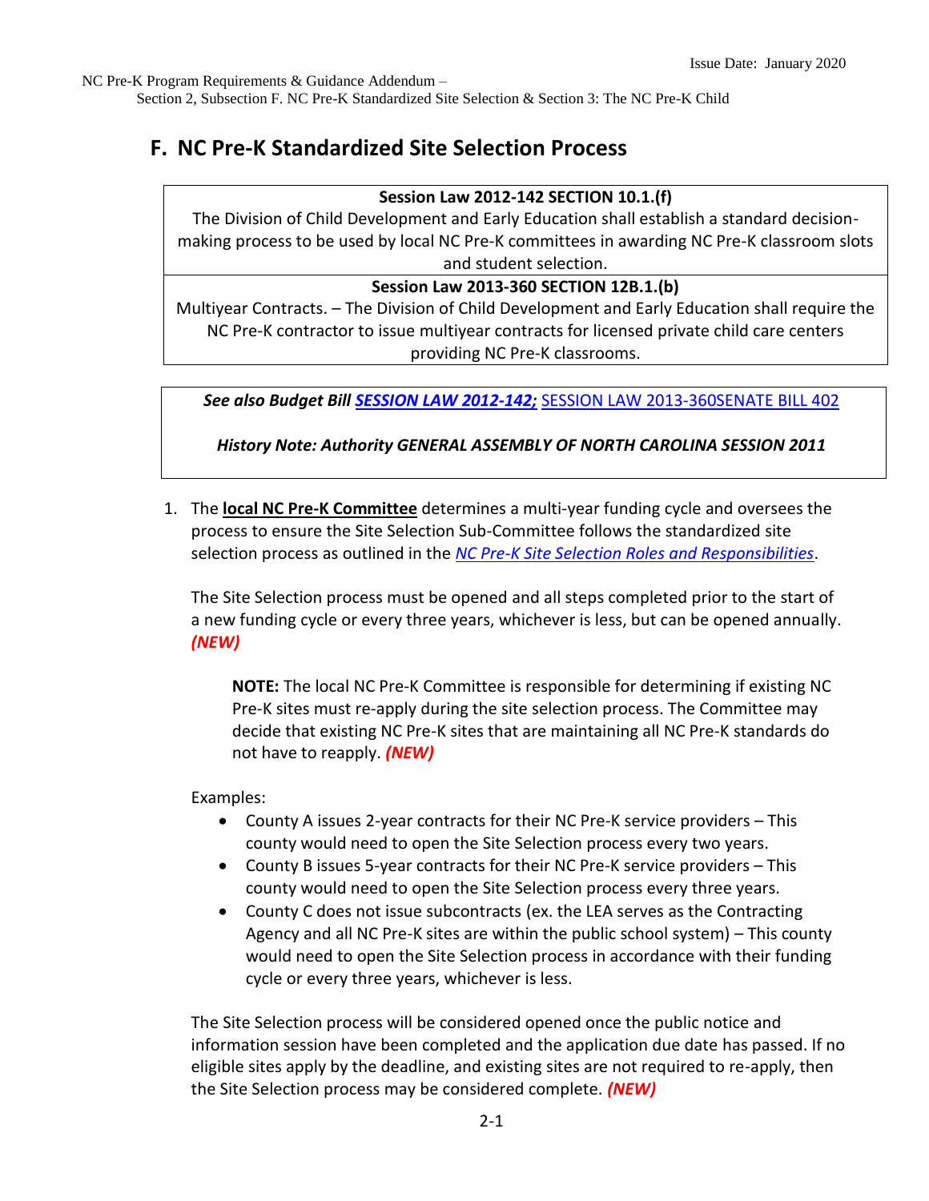## F. NC Pre-K Standardized Site Selection Process

| **Session Law 2012-142 SECTION 10.1.(f)** |
|---|
| The Division of Child Development and Early Education shall establish a standard decision-making process to be used by local NC Pre-K committees in awarding NC Pre-K classroom slots and student selection. |
| **Session Law 2013-360 SECTION 12B.1.(b)** |
| Multiyear Contracts. – The Division of Child Development and Early Education shall require the NC Pre-K contractor to issue multiyear contracts for licensed private child care centers providing NC Pre-K classrooms. |

***See also Budget Bill SESSION LAW 2012-142;*** SESSION LAW 2013-360SENATE BILL 402

***History Note: Authority GENERAL ASSEMBLY OF NORTH CAROLINA SESSION 2011***

1. The **local NC Pre-K Committee** determines a multi-year funding cycle and oversees the process to ensure the Site Selection Sub-Committee follows the standardized site selection process as outlined in the *NC Pre-K Site Selection Roles and Responsibilities*.

   The Site Selection process must be opened and all steps completed prior to the start of a new funding cycle or every three years, whichever is less, but can be opened annually. ***(NEW)***

   > **NOTE:** The local NC Pre-K Committee is responsible for determining if existing NC Pre-K sites must re-apply during the site selection process. The Committee may decide that existing NC Pre-K sites that are maintaining all NC Pre-K standards do not have to reapply. ***(NEW)***

   Examples:
   - County A issues 2-year contracts for their NC Pre-K service providers – This county would need to open the Site Selection process every two years.
   - County B issues 5-year contracts for their NC Pre-K service providers – This county would need to open the Site Selection process every three years.
   - County C does not issue subcontracts (ex. the LEA serves as the Contracting Agency and all NC Pre-K sites are within the public school system) – This county would need to open the Site Selection process in accordance with their funding cycle or every three years, whichever is less.

   The Site Selection process will be considered opened once the public notice and information session have been completed and the application due date has passed. If no eligible sites apply by the deadline, and existing sites are not required to re-apply, then the Site Selection process may be considered complete. ***(NEW)***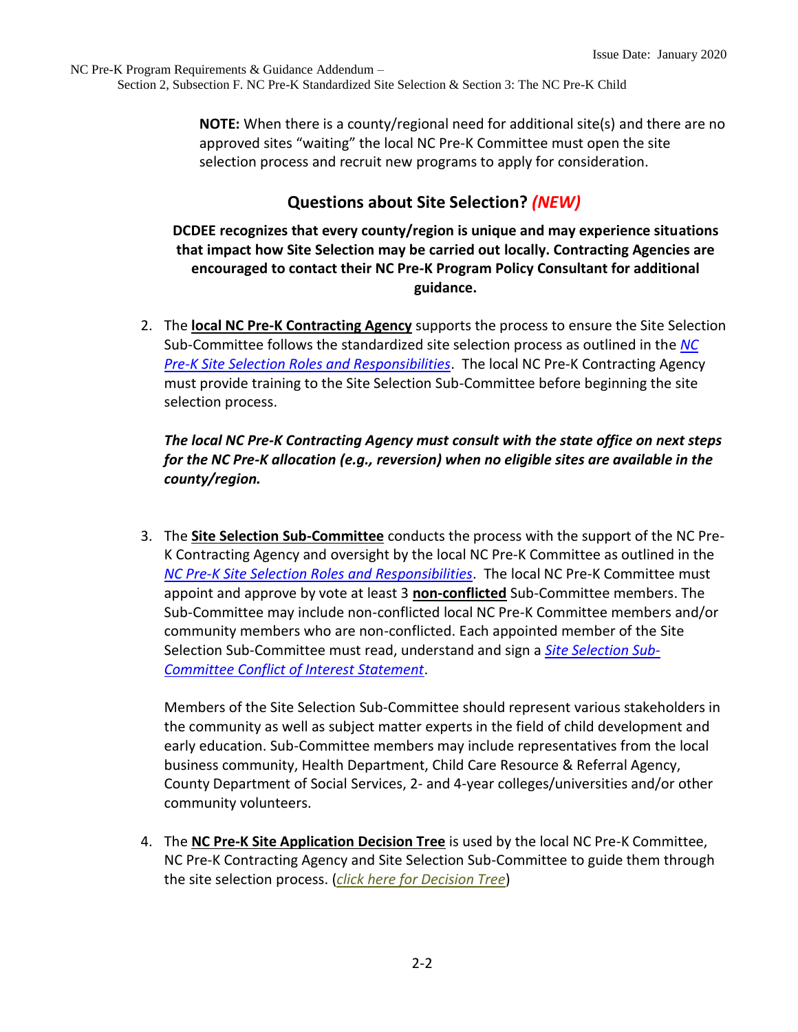**NOTE:** When there is a county/regional need for additional site(s) and there are no approved sites "waiting" the local NC Pre-K Committee must open the site selection process and recruit new programs to apply for consideration.

## Questions about Site Selection? *(NEW)*

**DCDEE recognizes that every county/region is unique and may experience situations that impact how Site Selection may be carried out locally. Contracting Agencies are encouraged to contact their NC Pre-K Program Policy Consultant for additional guidance.**

2. The **local NC Pre-K Contracting Agency** supports the process to ensure the Site Selection Sub-Committee follows the standardized site selection process as outlined in the *NC Pre-K Site Selection Roles and Responsibilities*. The local NC Pre-K Contracting Agency must provide training to the Site Selection Sub-Committee before beginning the site selection process.

   ***The local NC Pre-K Contracting Agency must consult with the state office on next steps for the NC Pre-K allocation (e.g., reversion) when no eligible sites are available in the county/region.***

3. The **Site Selection Sub-Committee** conducts the process with the support of the NC Pre-K Contracting Agency and oversight by the local NC Pre-K Committee as outlined in the *NC Pre-K Site Selection Roles and Responsibilities*. The local NC Pre-K Committee must appoint and approve by vote at least 3 **non-conflicted** Sub-Committee members. The Sub-Committee may include non-conflicted local NC Pre-K Committee members and/or community members who are non-conflicted. Each appointed member of the Site Selection Sub-Committee must read, understand and sign a *Site Selection Sub-Committee Conflict of Interest Statement*.

   Members of the Site Selection Sub-Committee should represent various stakeholders in the community as well as subject matter experts in the field of child development and early education. Sub-Committee members may include representatives from the local business community, Health Department, Child Care Resource & Referral Agency, County Department of Social Services, 2- and 4-year colleges/universities and/or other community volunteers.

4. The **NC Pre-K Site Application Decision Tree** is used by the local NC Pre-K Committee, NC Pre-K Contracting Agency and Site Selection Sub-Committee to guide them through the site selection process. (*click here for Decision Tree*)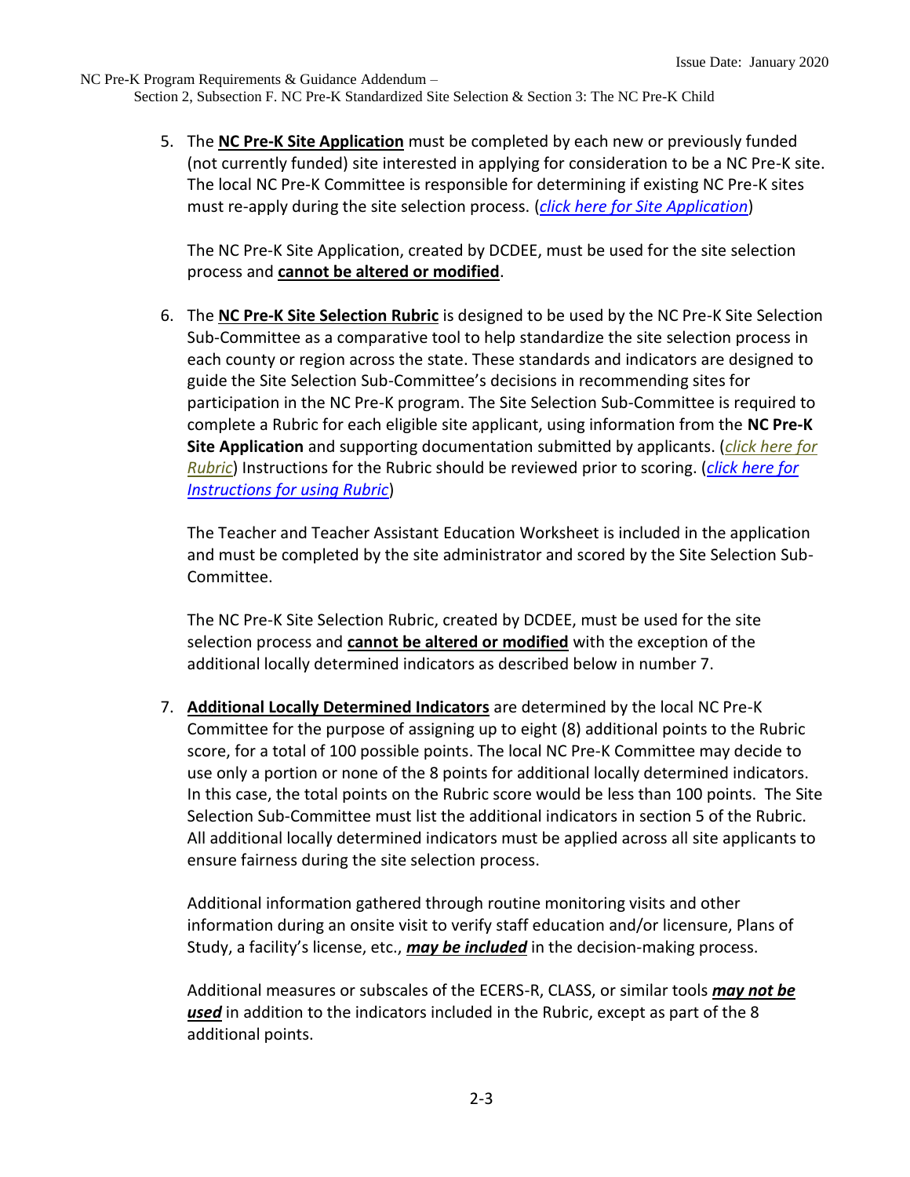5. The **NC Pre-K Site Application** must be completed by each new or previously funded (not currently funded) site interested in applying for consideration to be a NC Pre-K site. The local NC Pre-K Committee is responsible for determining if existing NC Pre-K sites must re-apply during the site selection process. (*click here for Site Application*)

   The NC Pre-K Site Application, created by DCDEE, must be used for the site selection process and **cannot be altered or modified**.

6. The **NC Pre-K Site Selection Rubric** is designed to be used by the NC Pre-K Site Selection Sub-Committee as a comparative tool to help standardize the site selection process in each county or region across the state. These standards and indicators are designed to guide the Site Selection Sub-Committee's decisions in recommending sites for participation in the NC Pre-K program. The Site Selection Sub-Committee is required to complete a Rubric for each eligible site applicant, using information from the **NC Pre-K Site Application** and supporting documentation submitted by applicants. (*click here for Rubric*) Instructions for the Rubric should be reviewed prior to scoring. (*click here for Instructions for using Rubric*)

   The Teacher and Teacher Assistant Education Worksheet is included in the application and must be completed by the site administrator and scored by the Site Selection Sub-Committee.

   The NC Pre-K Site Selection Rubric, created by DCDEE, must be used for the site selection process and **cannot be altered or modified** with the exception of the additional locally determined indicators as described below in number 7.

7. **Additional Locally Determined Indicators** are determined by the local NC Pre-K Committee for the purpose of assigning up to eight (8) additional points to the Rubric score, for a total of 100 possible points. The local NC Pre-K Committee may decide to use only a portion or none of the 8 points for additional locally determined indicators. In this case, the total points on the Rubric score would be less than 100 points. The Site Selection Sub-Committee must list the additional indicators in section 5 of the Rubric. All additional locally determined indicators must be applied across all site applicants to ensure fairness during the site selection process.

   Additional information gathered through routine monitoring visits and other information during an onsite visit to verify staff education and/or licensure, Plans of Study, a facility's license, etc., ***may be included*** in the decision-making process.

   Additional measures or subscales of the ECERS-R, CLASS, or similar tools ***may not be used*** in addition to the indicators included in the Rubric, except as part of the 8 additional points.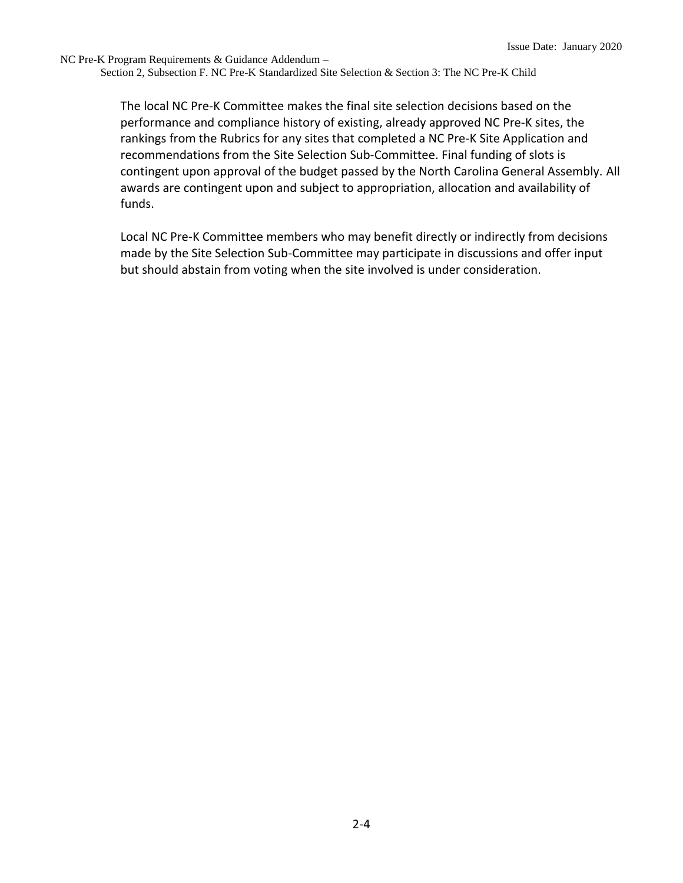The local NC Pre-K Committee makes the final site selection decisions based on the performance and compliance history of existing, already approved NC Pre-K sites, the rankings from the Rubrics for any sites that completed a NC Pre-K Site Application and recommendations from the Site Selection Sub-Committee. Final funding of slots is contingent upon approval of the budget passed by the North Carolina General Assembly. All awards are contingent upon and subject to appropriation, allocation and availability of funds.

Local NC Pre-K Committee members who may benefit directly or indirectly from decisions made by the Site Selection Sub-Committee may participate in discussions and offer input but should abstain from voting when the site involved is under consideration.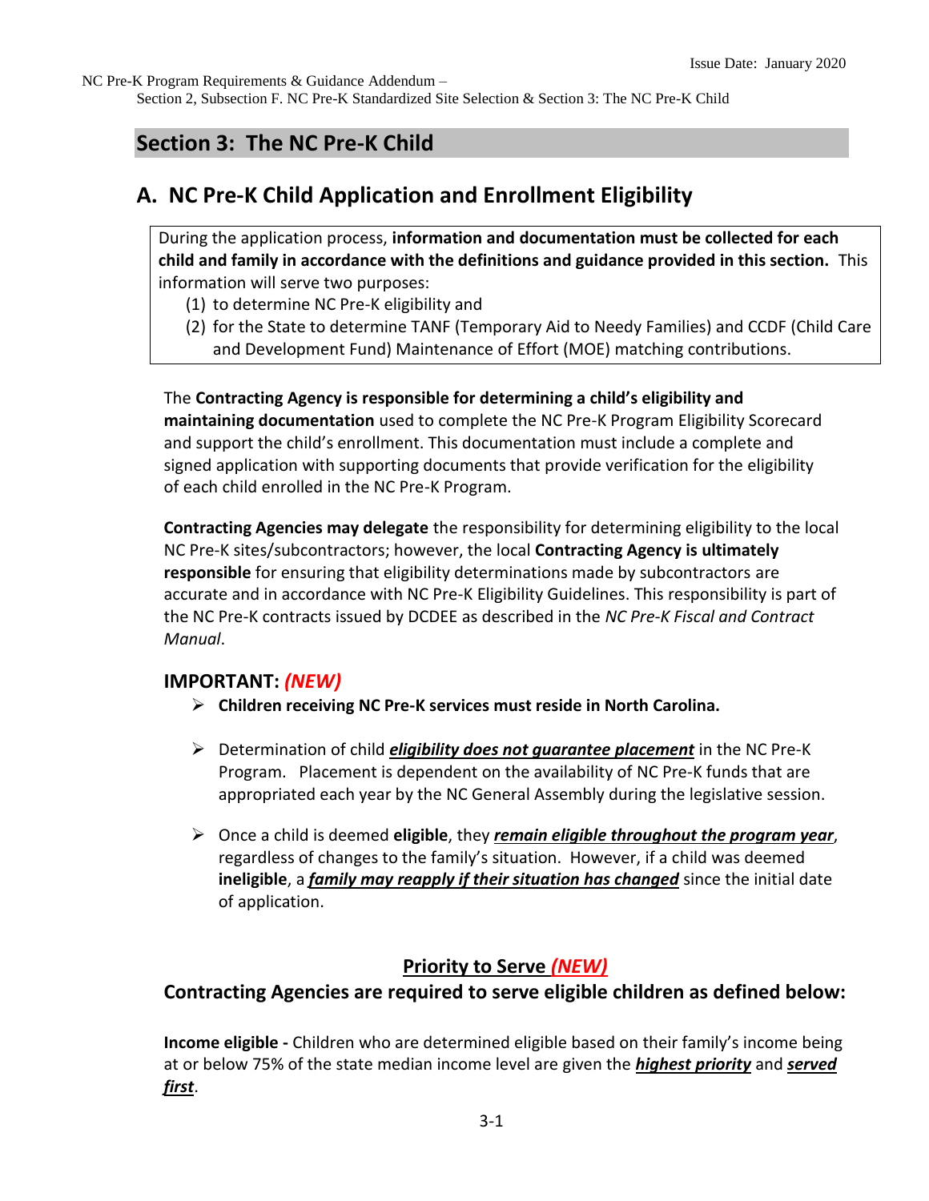## Section 3: The NC Pre-K Child

### A. NC Pre-K Child Application and Enrollment Eligibility

During the application process, **information and documentation must be collected for each child and family in accordance with the definitions and guidance provided in this section.** This information will serve two purposes:

(1) to determine NC Pre-K eligibility and
(2) for the State to determine TANF (Temporary Aid to Needy Families) and CCDF (Child Care and Development Fund) Maintenance of Effort (MOE) matching contributions.

The **Contracting Agency is responsible for determining a child's eligibility and maintaining documentation** used to complete the NC Pre-K Program Eligibility Scorecard and support the child's enrollment. This documentation must include a complete and signed application with supporting documents that provide verification for the eligibility of each child enrolled in the NC Pre-K Program.

**Contracting Agencies may delegate** the responsibility for determining eligibility to the local NC Pre-K sites/subcontractors; however, the local **Contracting Agency is ultimately responsible** for ensuring that eligibility determinations made by subcontractors are accurate and in accordance with NC Pre-K Eligibility Guidelines. This responsibility is part of the NC Pre-K contracts issued by DCDEE as described in the *NC Pre-K Fiscal and Contract Manual*.

#### IMPORTANT: *(NEW)*

- **Children receiving NC Pre-K services must reside in North Carolina.**
- Determination of child ***eligibility does not guarantee placement*** in the NC Pre-K Program. Placement is dependent on the availability of NC Pre-K funds that are appropriated each year by the NC General Assembly during the legislative session.
- Once a child is deemed **eligible**, they ***remain eligible throughout the program year***, regardless of changes to the family's situation. However, if a child was deemed **ineligible**, a ***family may reapply if their situation has changed*** since the initial date of application.

#### Priority to Serve *(NEW)*

**Contracting Agencies are required to serve eligible children as defined below:**

**Income eligible -** Children who are determined eligible based on their family's income being at or below 75% of the state median income level are given the ***highest priority*** and ***served first***.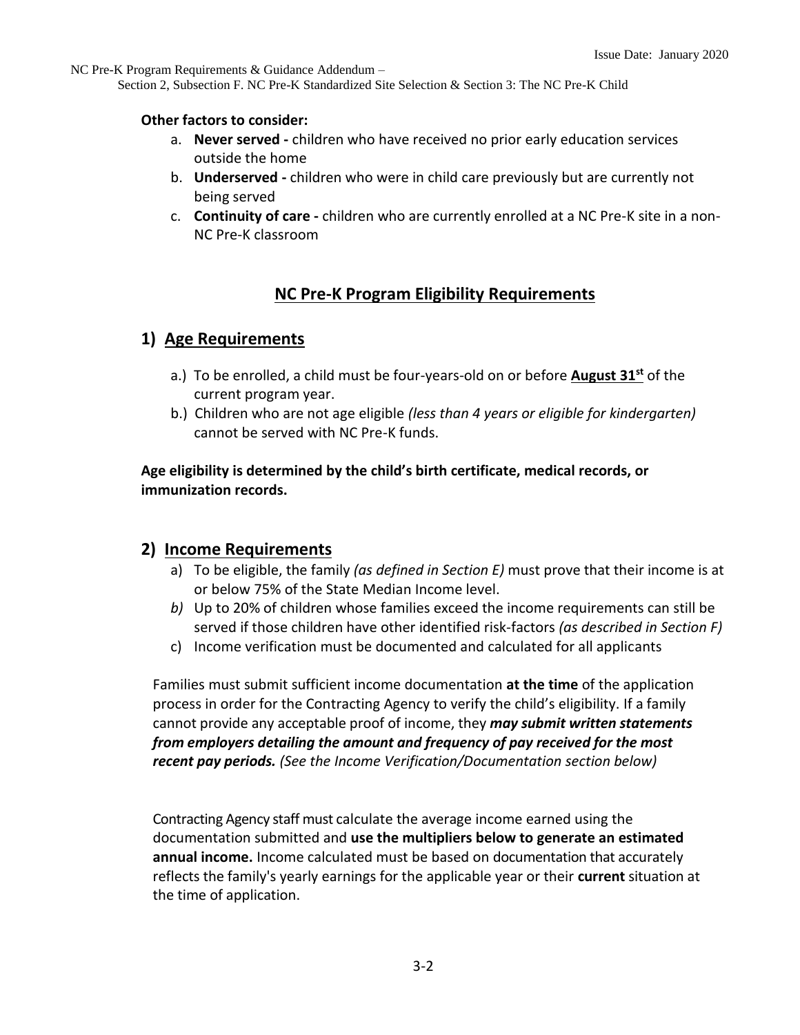**Other factors to consider:**

a. **Never served -** children who have received no prior early education services outside the home
b. **Underserved -** children who were in child care previously but are currently not being served
c. **Continuity of care -** children who are currently enrolled at a NC Pre-K site in a non-NC Pre-K classroom

## NC Pre-K Program Eligibility Requirements

### 1) Age Requirements

a.) To be enrolled, a child must be four-years-old on or before **August 31st** of the current program year.

b.) Children who are not age eligible *(less than 4 years or eligible for kindergarten)* cannot be served with NC Pre-K funds.

**Age eligibility is determined by the child's birth certificate, medical records, or immunization records.**

### 2) Income Requirements

a) To be eligible, the family *(as defined in Section E)* must prove that their income is at or below 75% of the State Median Income level.

*b)* Up to 20% of children whose families exceed the income requirements can still be served if those children have other identified risk-factors *(as described in Section F)*

c) Income verification must be documented and calculated for all applicants

Families must submit sufficient income documentation **at the time** of the application process in order for the Contracting Agency to verify the child's eligibility. If a family cannot provide any acceptable proof of income, they ***may submit written statements from employers detailing the amount and frequency of pay received for the most recent pay periods.*** *(See the Income Verification/Documentation section below)*

Contracting Agency staff must calculate the average income earned using the documentation submitted and **use the multipliers below to generate an estimated annual income.** Income calculated must be based on documentation that accurately reflects the family's yearly earnings for the applicable year or their **current** situation at the time of application.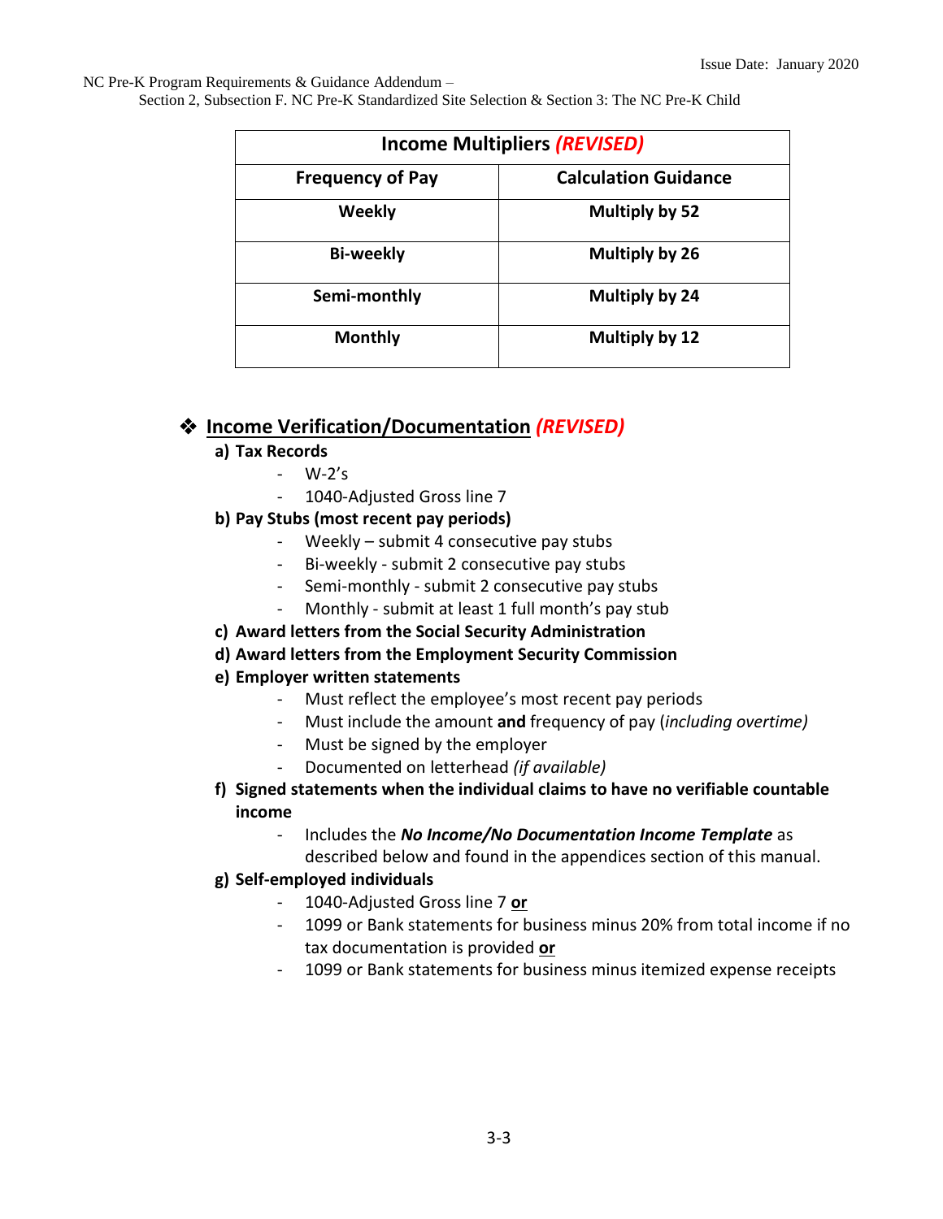| Income Multipliers *(REVISED)* | |
|---|---|
| **Frequency of Pay** | **Calculation Guidance** |
| **Weekly** | **Multiply by 52** |
| **Bi-weekly** | **Multiply by 26** |
| **Semi-monthly** | **Multiply by 24** |
| **Monthly** | **Multiply by 12** |

## ❖ Income Verification/Documentation *(REVISED)*

**a) Tax Records**
- W-2's
- 1040-Adjusted Gross line 7

**b) Pay Stubs (most recent pay periods)**
- Weekly – submit 4 consecutive pay stubs
- Bi-weekly - submit 2 consecutive pay stubs
- Semi-monthly - submit 2 consecutive pay stubs
- Monthly - submit at least 1 full month's pay stub

**c) Award letters from the Social Security Administration**

**d) Award letters from the Employment Security Commission**

**e) Employer written statements**
- Must reflect the employee's most recent pay periods
- Must include the amount **and** frequency of pay (*including overtime)*
- Must be signed by the employer
- Documented on letterhead *(if available)*

**f) Signed statements when the individual claims to have no verifiable countable income**
- Includes the ***No Income/No Documentation Income Template*** as described below and found in the appendices section of this manual.

**g) Self-employed individuals**
- 1040-Adjusted Gross line 7 **or**
- 1099 or Bank statements for business minus 20% from total income if no tax documentation is provided **or**
- 1099 or Bank statements for business minus itemized expense receipts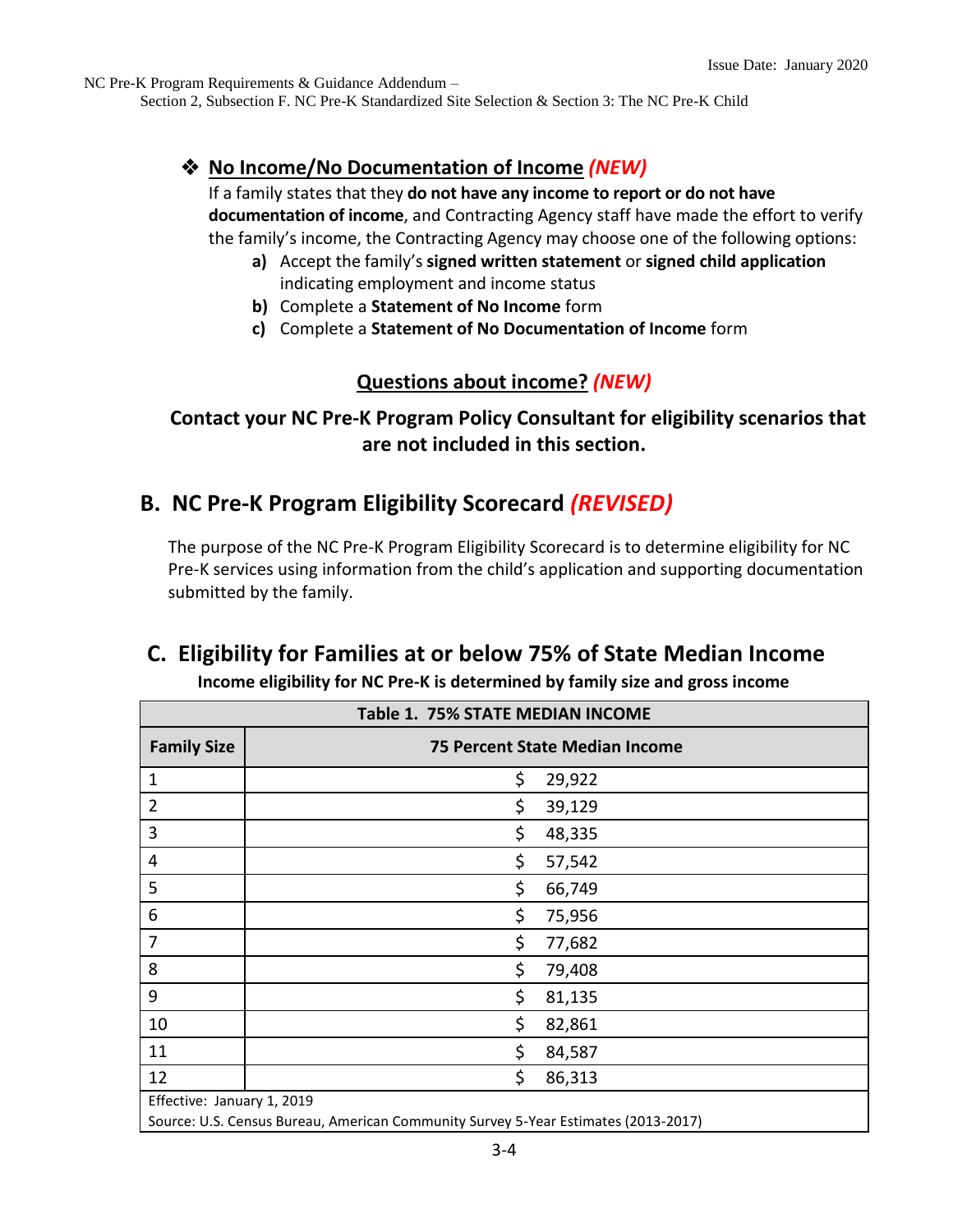### ❖ No Income/No Documentation of Income *(NEW)*

If a family states that they **do not have any income to report or do not have documentation of income**, and Contracting Agency staff have made the effort to verify the family's income, the Contracting Agency may choose one of the following options:

- **a)** Accept the family's **signed written statement** or **signed child application** indicating employment and income status
- **b)** Complete a **Statement of No Income** form
- **c)** Complete a **Statement of No Documentation of Income** form

### Questions about income? *(NEW)*

**Contact your NC Pre-K Program Policy Consultant for eligibility scenarios that are not included in this section.**

## B. NC Pre-K Program Eligibility Scorecard *(REVISED)*

The purpose of the NC Pre-K Program Eligibility Scorecard is to determine eligibility for NC Pre-K services using information from the child's application and supporting documentation submitted by the family.

## C. Eligibility for Families at or below 75% of State Median Income

**Income eligibility for NC Pre-K is determined by family size and gross income**

| Table 1. 75% STATE MEDIAN INCOME | |
|---|---|
| **Family Size** | **75 Percent State Median Income** |
| 1 | $ 29,922 |
| 2 | $ 39,129 |
| 3 | $ 48,335 |
| 4 | $ 57,542 |
| 5 | $ 66,749 |
| 6 | $ 75,956 |
| 7 | $ 77,682 |
| 8 | $ 79,408 |
| 9 | $ 81,135 |
| 10 | $ 82,861 |
| 11 | $ 84,587 |
| 12 | $ 86,313 |

Effective: January 1, 2019
Source: U.S. Census Bureau, American Community Survey 5-Year Estimates (2013-2017)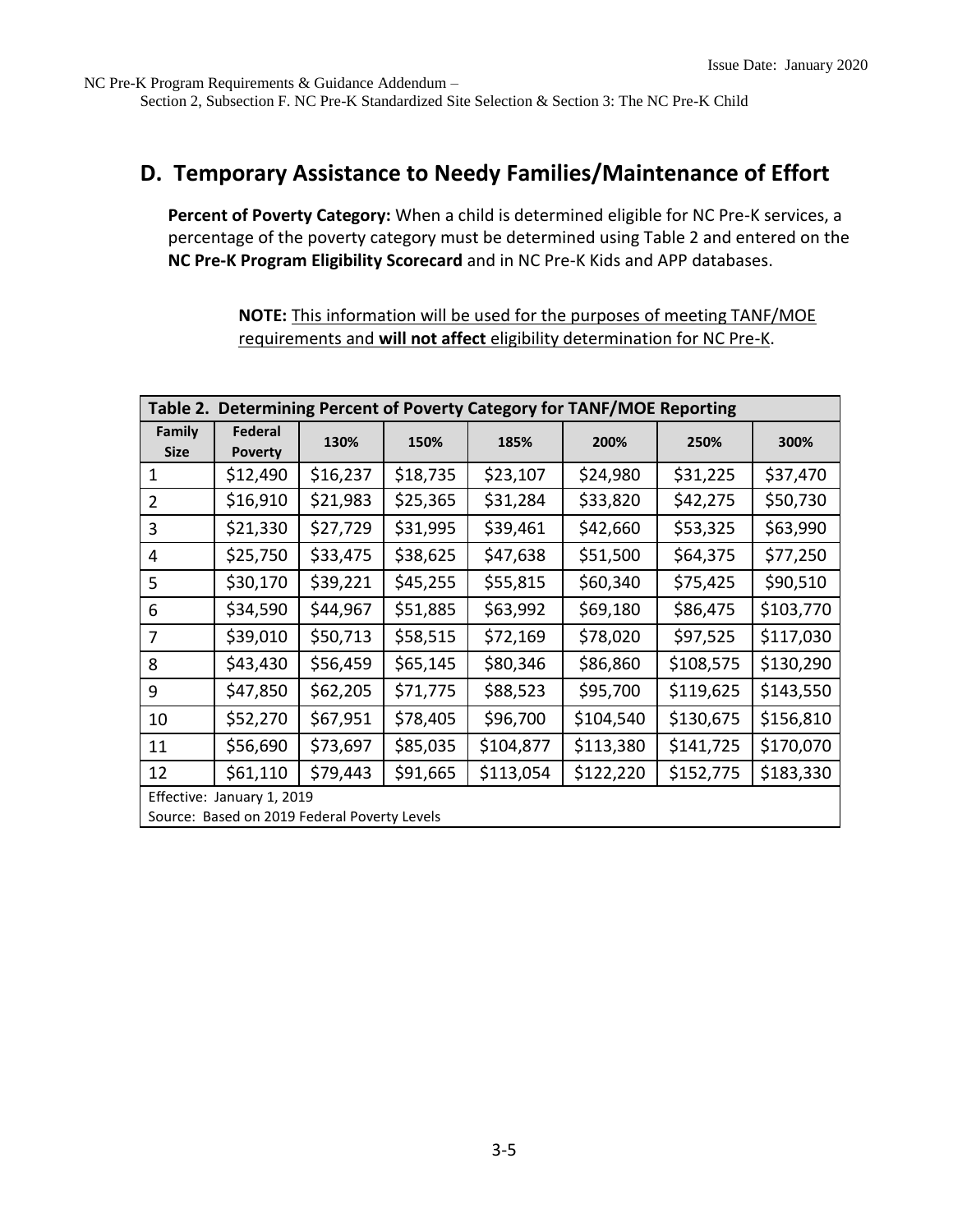## D. Temporary Assistance to Needy Families/Maintenance of Effort

**Percent of Poverty Category:** When a child is determined eligible for NC Pre-K services, a percentage of the poverty category must be determined using Table 2 and entered on the **NC Pre-K Program Eligibility Scorecard** and in NC Pre-K Kids and APP databases.

> **NOTE:** This information will be used for the purposes of meeting TANF/MOE requirements and **will not affect** eligibility determination for NC Pre-K.

**Table 2. Determining Percent of Poverty Category for TANF/MOE Reporting**

| Family Size | Federal Poverty | 130% | 150% | 185% | 200% | 250% | 300% |
|---|---|---|---|---|---|---|---|
| 1 | $12,490 | $16,237 | $18,735 | $23,107 | $24,980 | $31,225 | $37,470 |
| 2 | $16,910 | $21,983 | $25,365 | $31,284 | $33,820 | $42,275 | $50,730 |
| 3 | $21,330 | $27,729 | $31,995 | $39,461 | $42,660 | $53,325 | $63,990 |
| 4 | $25,750 | $33,475 | $38,625 | $47,638 | $51,500 | $64,375 | $77,250 |
| 5 | $30,170 | $39,221 | $45,255 | $55,815 | $60,340 | $75,425 | $90,510 |
| 6 | $34,590 | $44,967 | $51,885 | $63,992 | $69,180 | $86,475 | $103,770 |
| 7 | $39,010 | $50,713 | $58,515 | $72,169 | $78,020 | $97,525 | $117,030 |
| 8 | $43,430 | $56,459 | $65,145 | $80,346 | $86,860 | $108,575 | $130,290 |
| 9 | $47,850 | $62,205 | $71,775 | $88,523 | $95,700 | $119,625 | $143,550 |
| 10 | $52,270 | $67,951 | $78,405 | $96,700 | $104,540 | $130,675 | $156,810 |
| 11 | $56,690 | $73,697 | $85,035 | $104,877 | $113,380 | $141,725 | $170,070 |
| 12 | $61,110 | $79,443 | $91,665 | $113,054 | $122,220 | $152,775 | $183,330 |

Effective: January 1, 2019
Source: Based on 2019 Federal Poverty Levels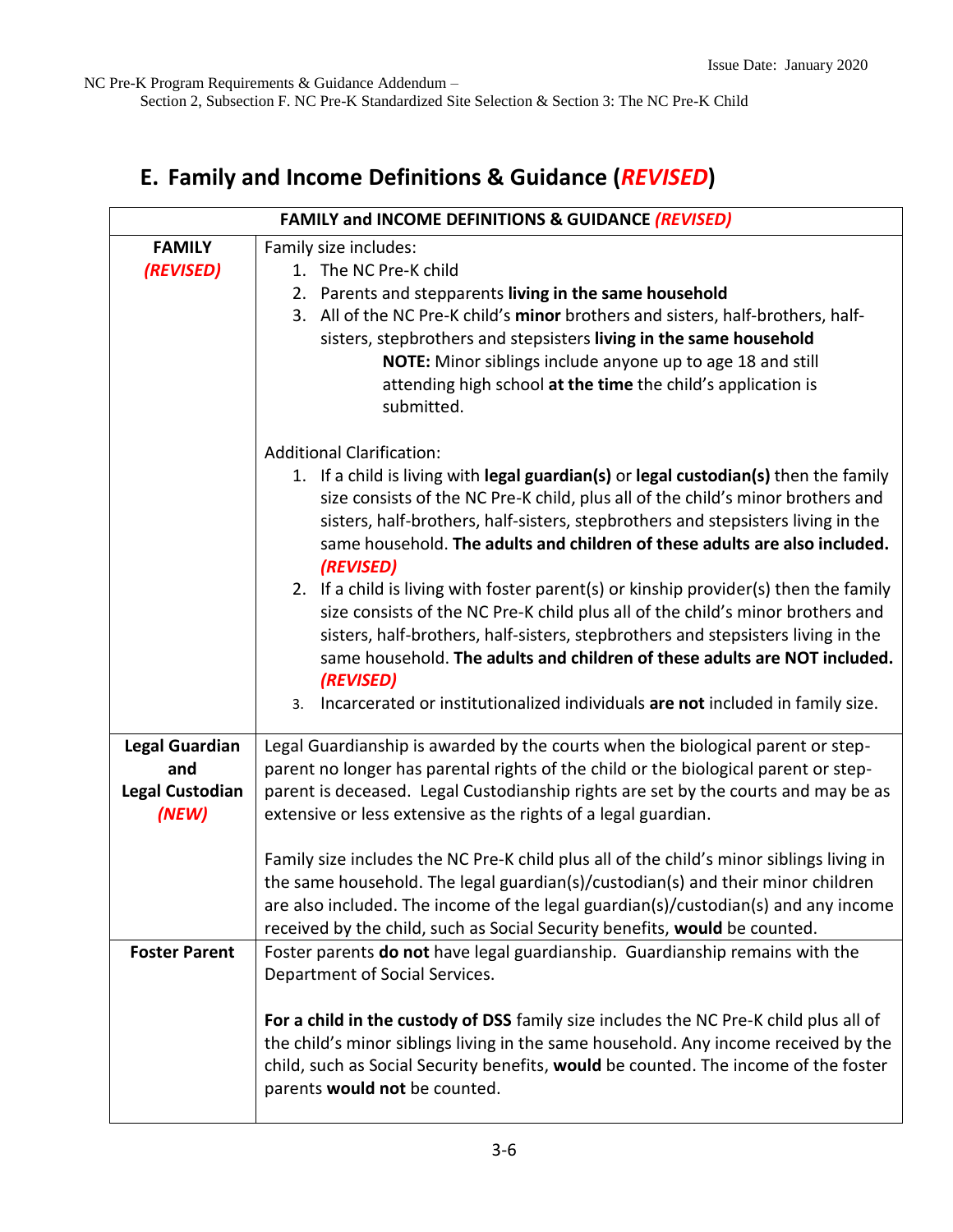## E. Family and Income Definitions & Guidance (*REVISED*)

| FAMILY and INCOME DEFINITIONS & GUIDANCE *(REVISED)* | |
|---|---|
| **FAMILY** *(REVISED)* | Family size includes:<br>1. The NC Pre-K child<br>2. Parents and stepparents **living in the same household**<br>3. All of the NC Pre-K child's **minor** brothers and sisters, half-brothers, half-sisters, stepbrothers and stepsisters **living in the same household**<br>**NOTE:** Minor siblings include anyone up to age 18 and still attending high school **at the time** the child's application is submitted.<br><br>Additional Clarification:<br>1. If a child is living with **legal guardian(s)** or **legal custodian(s)** then the family size consists of the NC Pre-K child, plus all of the child's minor brothers and sisters, half-brothers, half-sisters, stepbrothers and stepsisters living in the same household. **The adults and children of these adults are also included.** *(REVISED)*<br>2. If a child is living with foster parent(s) or kinship provider(s) then the family size consists of the NC Pre-K child plus all of the child's minor brothers and sisters, half-brothers, half-sisters, stepbrothers and stepsisters living in the same household. **The adults and children of these adults are NOT included.** *(REVISED)*<br>3. Incarcerated or institutionalized individuals **are not** included in family size. |
| **Legal Guardian and Legal Custodian** *(NEW)* | Legal Guardianship is awarded by the courts when the biological parent or step-parent no longer has parental rights of the child or the biological parent or step-parent is deceased. Legal Custodianship rights are set by the courts and may be as extensive or less extensive as the rights of a legal guardian.<br><br>Family size includes the NC Pre-K child plus all of the child's minor siblings living in the same household. The legal guardian(s)/custodian(s) and their minor children are also included. The income of the legal guardian(s)/custodian(s) and any income received by the child, such as Social Security benefits, **would** be counted. |
| **Foster Parent** | Foster parents **do not** have legal guardianship. Guardianship remains with the Department of Social Services.<br><br>**For a child in the custody of DSS** family size includes the NC Pre-K child plus all of the child's minor siblings living in the same household. Any income received by the child, such as Social Security benefits, **would** be counted. The income of the foster parents **would not** be counted. |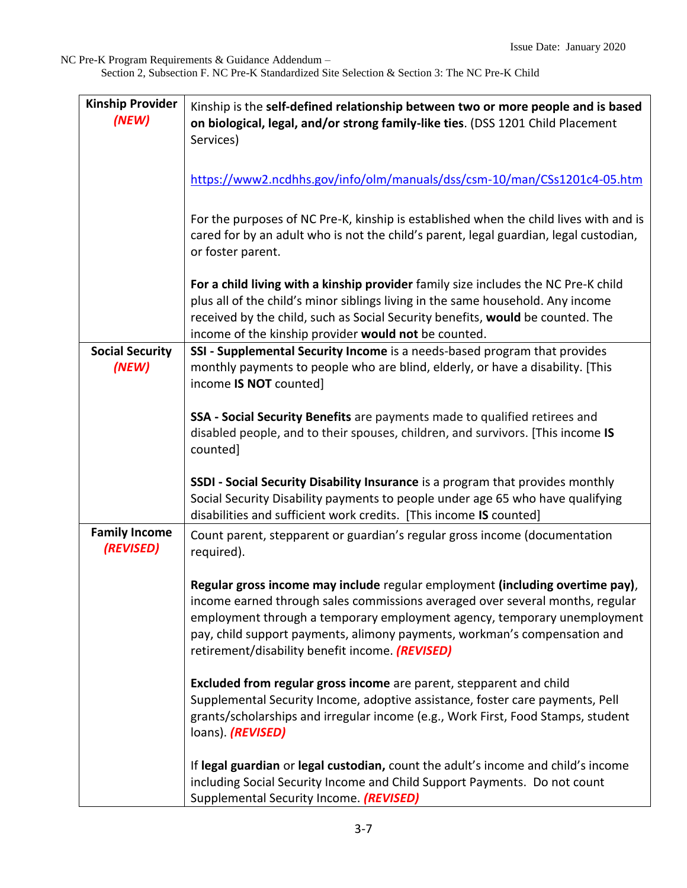| Kinship Provider *(NEW)* | Kinship is the **self-defined relationship between two or more people and is based on biological, legal, and/or strong family-like ties**. (DSS 1201 Child Placement Services)<br><br>https://www2.ncdhhs.gov/info/olm/manuals/dss/csm-10/man/CSs1201c4-05.htm<br><br>For the purposes of NC Pre-K, kinship is established when the child lives with and is cared for by an adult who is not the child's parent, legal guardian, legal custodian, or foster parent.<br><br>**For a child living with a kinship provider** family size includes the NC Pre-K child plus all of the child's minor siblings living in the same household. Any income received by the child, such as Social Security benefits, **would** be counted. The income of the kinship provider **would not** be counted. |
|---|---|
| **Social Security** *(NEW)* | **SSI - Supplemental Security Income** is a needs-based program that provides monthly payments to people who are blind, elderly, or have a disability. [This income **IS NOT** counted]<br><br>**SSA - Social Security Benefits** are payments made to qualified retirees and disabled people, and to their spouses, children, and survivors. [This income **IS** counted]<br><br>**SSDI - Social Security Disability Insurance** is a program that provides monthly Social Security Disability payments to people under age 65 who have qualifying disabilities and sufficient work credits. [This income **IS** counted] |
| **Family Income** *(REVISED)* | Count parent, stepparent or guardian's regular gross income (documentation required).<br><br>**Regular gross income may include** regular employment **(including overtime pay)**, income earned through sales commissions averaged over several months, regular employment through a temporary employment agency, temporary unemployment pay, child support payments, alimony payments, workman's compensation and retirement/disability benefit income. ***(REVISED)***<br><br>**Excluded from regular gross income** are parent, stepparent and child Supplemental Security Income, adoptive assistance, foster care payments, Pell grants/scholarships and irregular income (e.g., Work First, Food Stamps, student loans). ***(REVISED)***<br><br>If **legal guardian** or **legal custodian,** count the adult's income and child's income including Social Security Income and Child Support Payments. Do not count Supplemental Security Income. ***(REVISED)*** |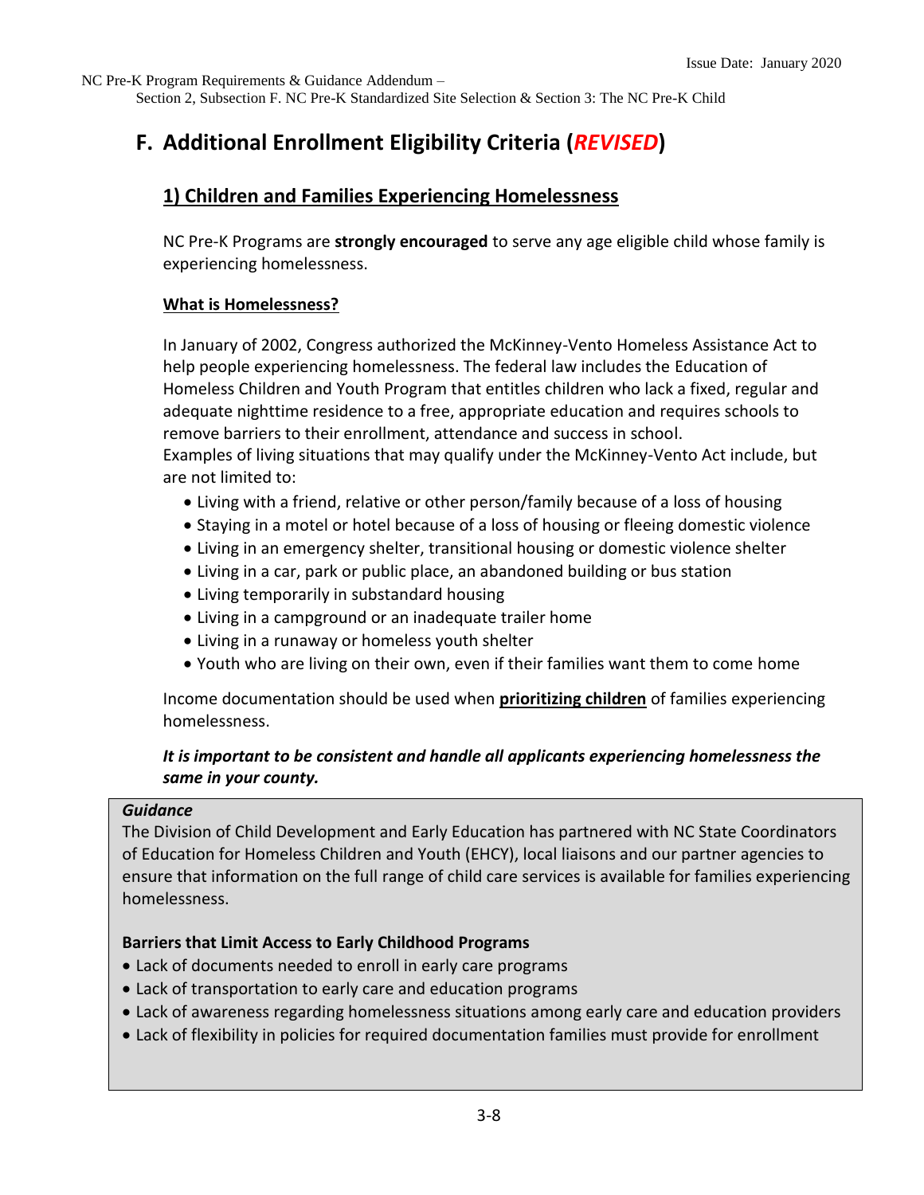# F. Additional Enrollment Eligibility Criteria (*REVISED*)

## 1) Children and Families Experiencing Homelessness

NC Pre-K Programs are **strongly encouraged** to serve any age eligible child whose family is experiencing homelessness.

### What is Homelessness?

In January of 2002, Congress authorized the McKinney-Vento Homeless Assistance Act to help people experiencing homelessness. The federal law includes the Education of Homeless Children and Youth Program that entitles children who lack a fixed, regular and adequate nighttime residence to a free, appropriate education and requires schools to remove barriers to their enrollment, attendance and success in school.
Examples of living situations that may qualify under the McKinney-Vento Act include, but are not limited to:

- Living with a friend, relative or other person/family because of a loss of housing
- Staying in a motel or hotel because of a loss of housing or fleeing domestic violence
- Living in an emergency shelter, transitional housing or domestic violence shelter
- Living in a car, park or public place, an abandoned building or bus station
- Living temporarily in substandard housing
- Living in a campground or an inadequate trailer home
- Living in a runaway or homeless youth shelter
- Youth who are living on their own, even if their families want them to come home

Income documentation should be used when **prioritizing children** of families experiencing homelessness.

***It is important to be consistent and handle all applicants experiencing homelessness the same in your county.***

***Guidance***

The Division of Child Development and Early Education has partnered with NC State Coordinators of Education for Homeless Children and Youth (EHCY), local liaisons and our partner agencies to ensure that information on the full range of child care services is available for families experiencing homelessness.

**Barriers that Limit Access to Early Childhood Programs**

- Lack of documents needed to enroll in early care programs
- Lack of transportation to early care and education programs
- Lack of awareness regarding homelessness situations among early care and education providers
- Lack of flexibility in policies for required documentation families must provide for enrollment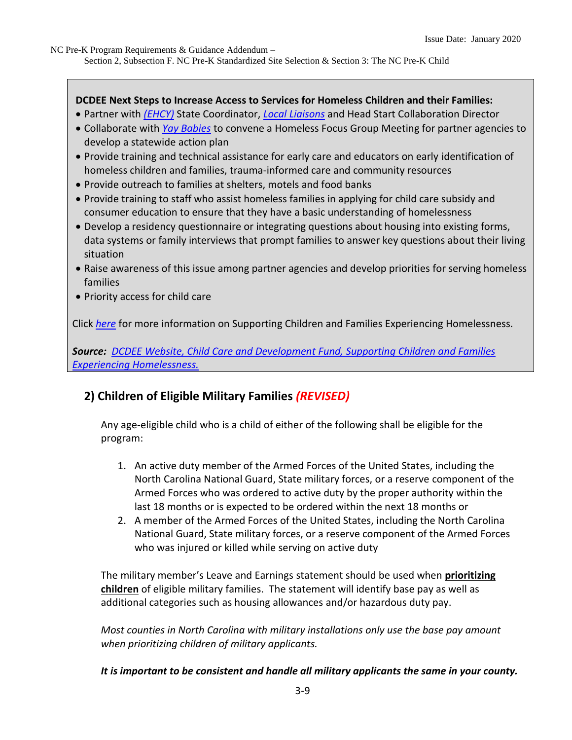**DCDEE Next Steps to Increase Access to Services for Homeless Children and their Families:**

- Partner with *(EHCY)* State Coordinator, *Local Liaisons* and Head Start Collaboration Director
- Collaborate with *Yay Babies* to convene a Homeless Focus Group Meeting for partner agencies to develop a statewide action plan
- Provide training and technical assistance for early care and educators on early identification of homeless children and families, trauma-informed care and community resources
- Provide outreach to families at shelters, motels and food banks
- Provide training to staff who assist homeless families in applying for child care subsidy and consumer education to ensure that they have a basic understanding of homelessness
- Develop a residency questionnaire or integrating questions about housing into existing forms, data systems or family interviews that prompt families to answer key questions about their living situation
- Raise awareness of this issue among partner agencies and develop priorities for serving homeless families
- Priority access for child care

Click *here* for more information on Supporting Children and Families Experiencing Homelessness.

***Source:*** *DCDEE Website, Child Care and Development Fund, Supporting Children and Families Experiencing Homelessness.*

## 2) Children of Eligible Military Families *(REVISED)*

Any age-eligible child who is a child of either of the following shall be eligible for the program:

1. An active duty member of the Armed Forces of the United States, including the North Carolina National Guard, State military forces, or a reserve component of the Armed Forces who was ordered to active duty by the proper authority within the last 18 months or is expected to be ordered within the next 18 months or
2. A member of the Armed Forces of the United States, including the North Carolina National Guard, State military forces, or a reserve component of the Armed Forces who was injured or killed while serving on active duty

The military member's Leave and Earnings statement should be used when **prioritizing children** of eligible military families. The statement will identify base pay as well as additional categories such as housing allowances and/or hazardous duty pay.

*Most counties in North Carolina with military installations only use the base pay amount when prioritizing children of military applicants.*

***It is important to be consistent and handle all military applicants the same in your county.***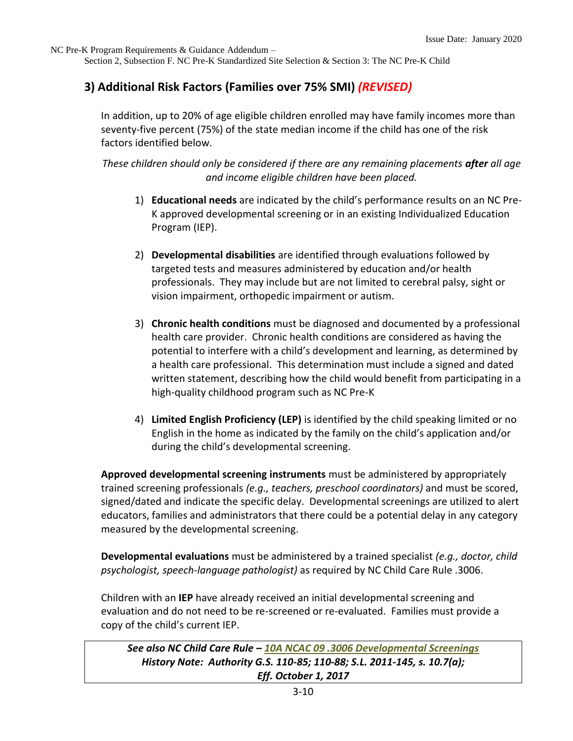### 3) Additional Risk Factors (Families over 75% SMI) *(REVISED)*

In addition, up to 20% of age eligible children enrolled may have family incomes more than seventy-five percent (75%) of the state median income if the child has one of the risk factors identified below.

*These children should only be considered if there are any remaining placements **after** all age and income eligible children have been placed.*

1) **Educational needs** are indicated by the child's performance results on an NC Pre-K approved developmental screening or in an existing Individualized Education Program (IEP).

2) **Developmental disabilities** are identified through evaluations followed by targeted tests and measures administered by education and/or health professionals. They may include but are not limited to cerebral palsy, sight or vision impairment, orthopedic impairment or autism.

3) **Chronic health conditions** must be diagnosed and documented by a professional health care provider. Chronic health conditions are considered as having the potential to interfere with a child's development and learning, as determined by a health care professional. This determination must include a signed and dated written statement, describing how the child would benefit from participating in a high-quality childhood program such as NC Pre-K

4) **Limited English Proficiency (LEP)** is identified by the child speaking limited or no English in the home as indicated by the family on the child's application and/or during the child's developmental screening.

**Approved developmental screening instruments** must be administered by appropriately trained screening professionals *(e.g., teachers, preschool coordinators)* and must be scored, signed/dated and indicate the specific delay. Developmental screenings are utilized to alert educators, families and administrators that there could be a potential delay in any category measured by the developmental screening.

**Developmental evaluations** must be administered by a trained specialist *(e.g., doctor, child psychologist, speech-language pathologist)* as required by NC Child Care Rule .3006.

Children with an **IEP** have already received an initial developmental screening and evaluation and do not need to be re-screened or re-evaluated. Families must provide a copy of the child's current IEP.

> ***See also NC Child Care Rule – 10A NCAC 09 .3006 Developmental Screenings***
> ***History Note: Authority G.S. 110-85; 110-88; S.L. 2011-145, s. 10.7(a);***
> ***Eff. October 1, 2017***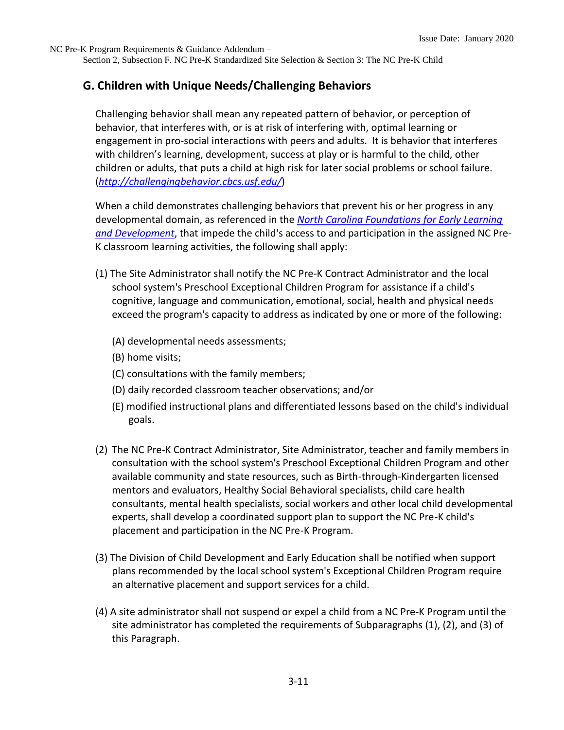## G. Children with Unique Needs/Challenging Behaviors

Challenging behavior shall mean any repeated pattern of behavior, or perception of behavior, that interferes with, or is at risk of interfering with, optimal learning or engagement in pro-social interactions with peers and adults. It is behavior that interferes with children's learning, development, success at play or is harmful to the child, other children or adults, that puts a child at high risk for later social problems or school failure. (*[http://challengingbehavior.cbcs.usf.edu/](http://challengingbehavior.cbcs.usf.edu/)*)

When a child demonstrates challenging behaviors that prevent his or her progress in any developmental domain, as referenced in the *North Carolina Foundations for Early Learning and Development*, that impede the child's access to and participation in the assigned NC Pre-K classroom learning activities, the following shall apply:

(1) The Site Administrator shall notify the NC Pre-K Contract Administrator and the local school system's Preschool Exceptional Children Program for assistance if a child's cognitive, language and communication, emotional, social, health and physical needs exceed the program's capacity to address as indicated by one or more of the following:

- (A) developmental needs assessments;
- (B) home visits;
- (C) consultations with the family members;
- (D) daily recorded classroom teacher observations; and/or
- (E) modified instructional plans and differentiated lessons based on the child's individual goals.

(2) The NC Pre-K Contract Administrator, Site Administrator, teacher and family members in consultation with the school system's Preschool Exceptional Children Program and other available community and state resources, such as Birth-through-Kindergarten licensed mentors and evaluators, Healthy Social Behavioral specialists, child care health consultants, mental health specialists, social workers and other local child developmental experts, shall develop a coordinated support plan to support the NC Pre-K child's placement and participation in the NC Pre-K Program.

(3) The Division of Child Development and Early Education shall be notified when support plans recommended by the local school system's Exceptional Children Program require an alternative placement and support services for a child.

(4) A site administrator shall not suspend or expel a child from a NC Pre-K Program until the site administrator has completed the requirements of Subparagraphs (1), (2), and (3) of this Paragraph.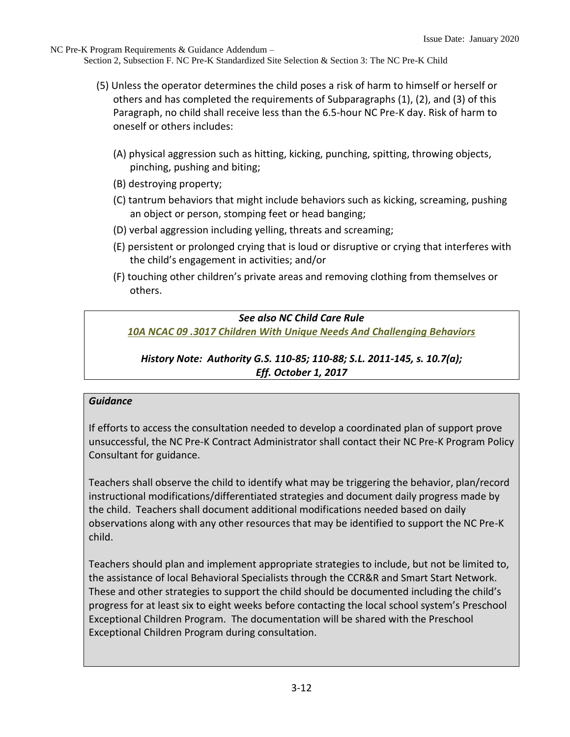(5) Unless the operator determines the child poses a risk of harm to himself or herself or others and has completed the requirements of Subparagraphs (1), (2), and (3) of this Paragraph, no child shall receive less than the 6.5-hour NC Pre-K day. Risk of harm to oneself or others includes:

  (A) physical aggression such as hitting, kicking, punching, spitting, throwing objects, pinching, pushing and biting;

  (B) destroying property;

  (C) tantrum behaviors that might include behaviors such as kicking, screaming, pushing an object or person, stomping feet or head banging;

  (D) verbal aggression including yelling, threats and screaming;

  (E) persistent or prolonged crying that is loud or disruptive or crying that interferes with the child's engagement in activities; and/or

  (F) touching other children's private areas and removing clothing from themselves or others.

***See also NC Child Care Rule***

***10A NCAC 09 .3017 Children With Unique Needs And Challenging Behaviors***

***History Note: Authority G.S. 110-85; 110-88; S.L. 2011-145, s. 10.7(a); Eff. October 1, 2017***

***Guidance***

If efforts to access the consultation needed to develop a coordinated plan of support prove unsuccessful, the NC Pre-K Contract Administrator shall contact their NC Pre-K Program Policy Consultant for guidance.

Teachers shall observe the child to identify what may be triggering the behavior, plan/record instructional modifications/differentiated strategies and document daily progress made by the child. Teachers shall document additional modifications needed based on daily observations along with any other resources that may be identified to support the NC Pre-K child.

Teachers should plan and implement appropriate strategies to include, but not be limited to, the assistance of local Behavioral Specialists through the CCR&R and Smart Start Network. These and other strategies to support the child should be documented including the child's progress for at least six to eight weeks before contacting the local school system's Preschool Exceptional Children Program. The documentation will be shared with the Preschool Exceptional Children Program during consultation.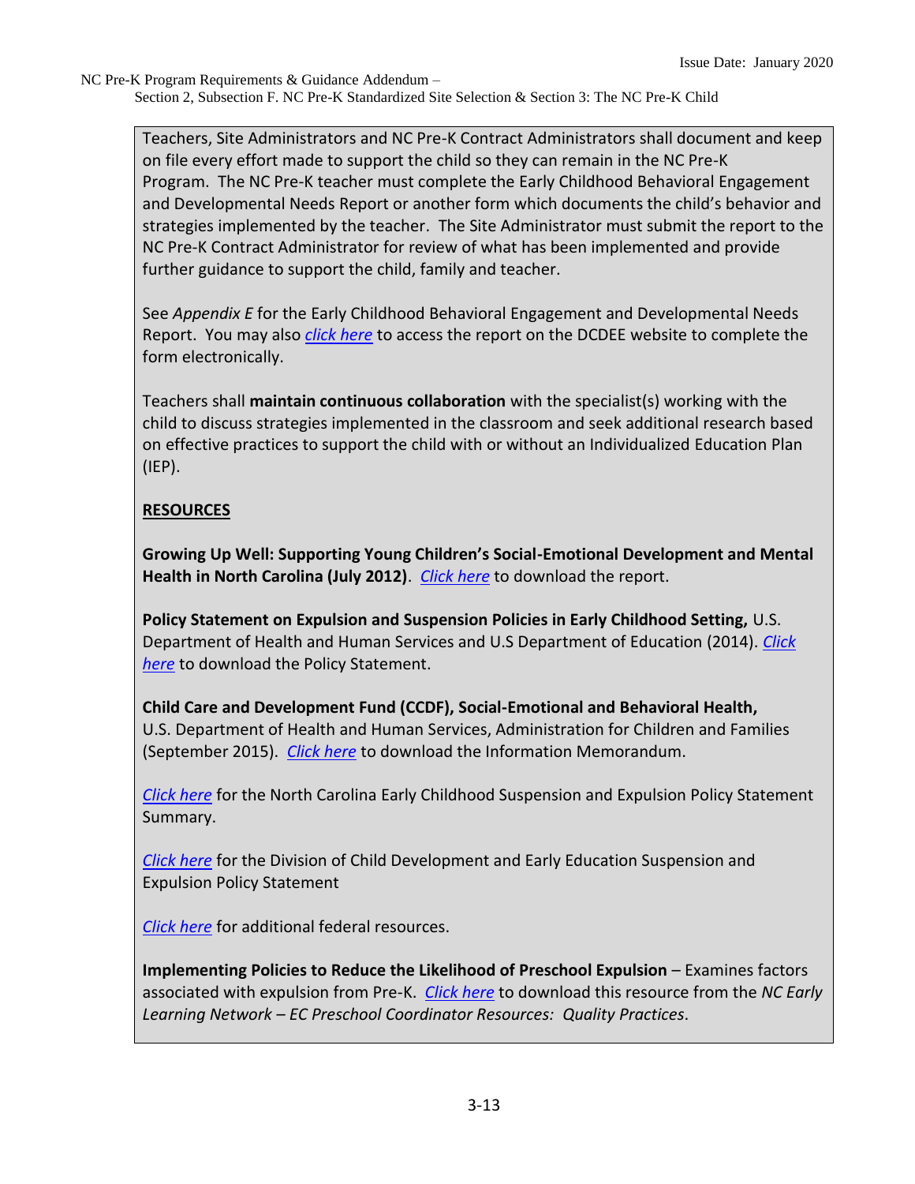Teachers, Site Administrators and NC Pre-K Contract Administrators shall document and keep on file every effort made to support the child so they can remain in the NC Pre-K Program. The NC Pre-K teacher must complete the Early Childhood Behavioral Engagement and Developmental Needs Report or another form which documents the child's behavior and strategies implemented by the teacher. The Site Administrator must submit the report to the NC Pre-K Contract Administrator for review of what has been implemented and provide further guidance to support the child, family and teacher.

See *Appendix E* for the Early Childhood Behavioral Engagement and Developmental Needs Report. You may also *click here* to access the report on the DCDEE website to complete the form electronically.

Teachers shall **maintain continuous collaboration** with the specialist(s) working with the child to discuss strategies implemented in the classroom and seek additional research based on effective practices to support the child with or without an Individualized Education Plan (IEP).

**RESOURCES**

**Growing Up Well: Supporting Young Children's Social-Emotional Development and Mental Health in North Carolina (July 2012)**. *Click here* to download the report.

**Policy Statement on Expulsion and Suspension Policies in Early Childhood Setting,** U.S. Department of Health and Human Services and U.S Department of Education (2014). *Click here* to download the Policy Statement.

**Child Care and Development Fund (CCDF), Social-Emotional and Behavioral Health,** U.S. Department of Health and Human Services, Administration for Children and Families (September 2015). *Click here* to download the Information Memorandum.

*Click here* for the North Carolina Early Childhood Suspension and Expulsion Policy Statement Summary.

*Click here* for the Division of Child Development and Early Education Suspension and Expulsion Policy Statement

*Click here* for additional federal resources.

**Implementing Policies to Reduce the Likelihood of Preschool Expulsion** – Examines factors associated with expulsion from Pre-K. *Click here* to download this resource from the *NC Early Learning Network – EC Preschool Coordinator Resources: Quality Practices*.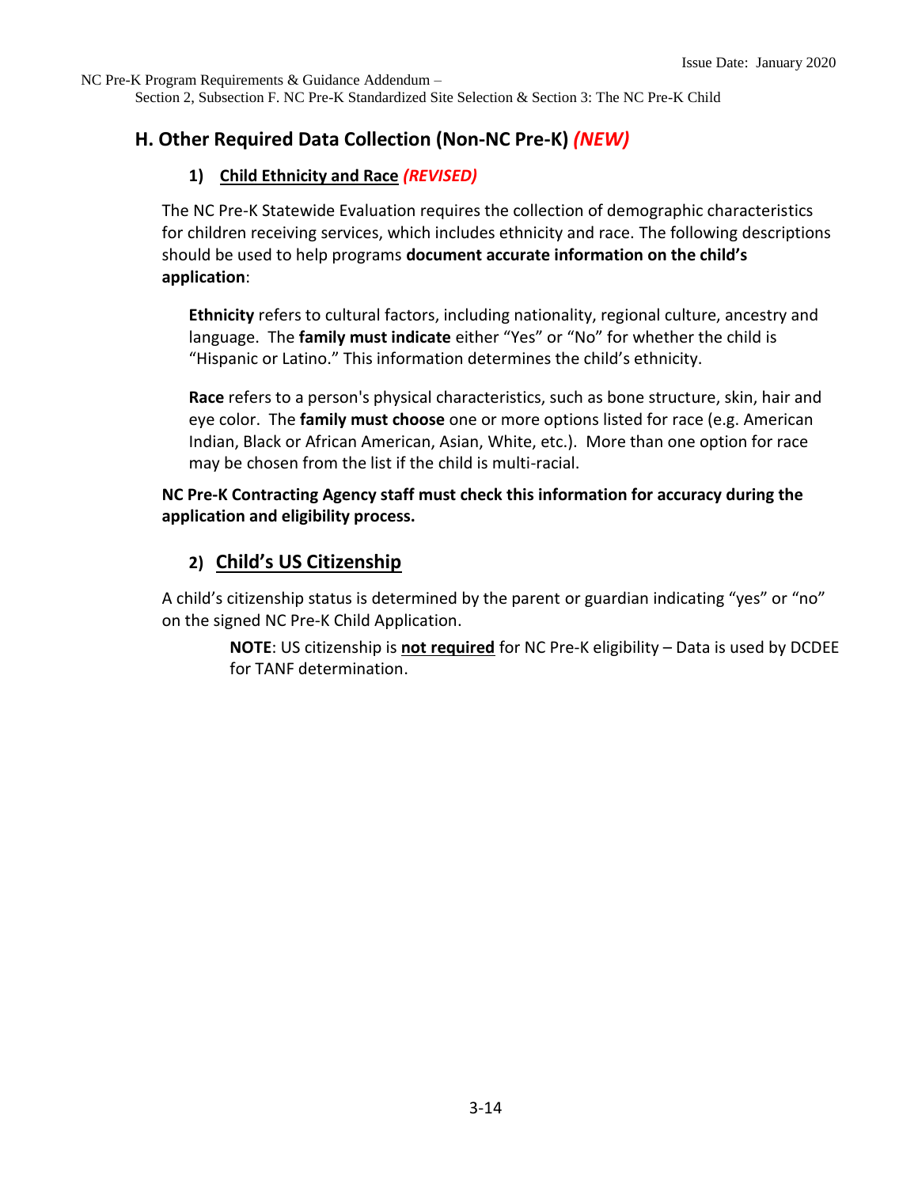## H. Other Required Data Collection (Non-NC Pre-K) *(NEW)*

### 1) Child Ethnicity and Race *(REVISED)*

The NC Pre-K Statewide Evaluation requires the collection of demographic characteristics for children receiving services, which includes ethnicity and race. The following descriptions should be used to help programs **document accurate information on the child's application**:

**Ethnicity** refers to cultural factors, including nationality, regional culture, ancestry and language. The **family must indicate** either "Yes" or "No" for whether the child is "Hispanic or Latino." This information determines the child's ethnicity.

**Race** refers to a person's physical characteristics, such as bone structure, skin, hair and eye color. The **family must choose** one or more options listed for race (e.g. American Indian, Black or African American, Asian, White, etc.). More than one option for race may be chosen from the list if the child is multi-racial.

**NC Pre-K Contracting Agency staff must check this information for accuracy during the application and eligibility process.**

### 2) Child's US Citizenship

A child's citizenship status is determined by the parent or guardian indicating "yes" or "no" on the signed NC Pre-K Child Application.

> **NOTE**: US citizenship is **not required** for NC Pre-K eligibility – Data is used by DCDEE for TANF determination.